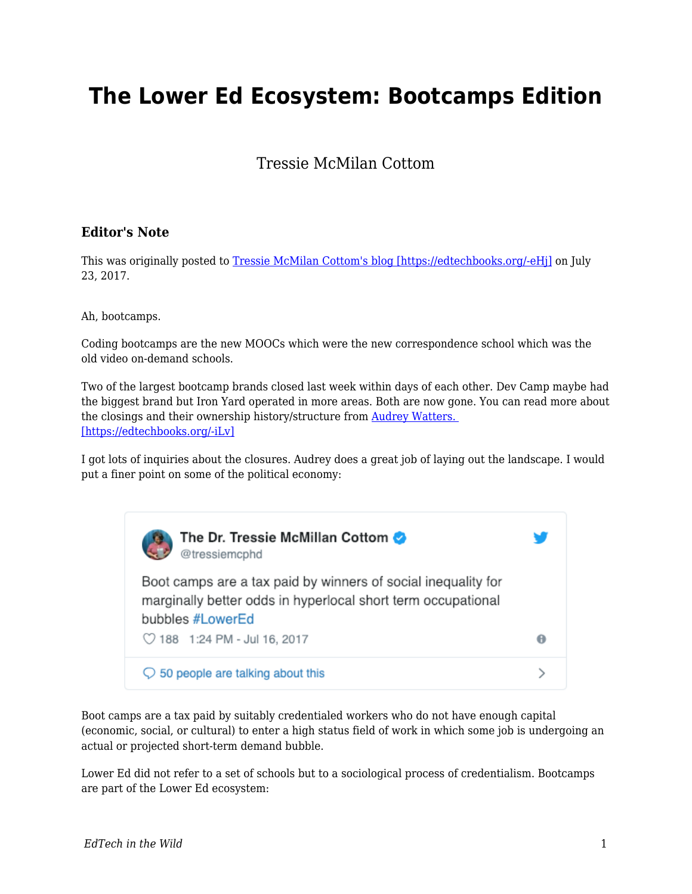# The Lower Ed Ecosystem: Bootcamps Edition

Tressie McMilan Cottom

### Editor's Note

This was originally posted to [Tressie McMilan Cottom's blog [https://edtechbooks.org/-eHj]](https://edtechbooks.org/-eHj) on July 23, 2017.

Ah, bootcamps.

Coding bootcamps are the new MOOCs which were the new correspondence school which was the old video on-demand schools.

Two of the largest bootcamp brands closed last week within days of each other. Dev Camp maybe had the biggest brand but Iron Yard operated in more areas. Both are now gone. You can read more about the closings and their ownership history/structure from [Audrey Watters. [https://edtechbooks.org/-iLv]](https://edtechbooks.org/-iLv)

I got lots of inquiries about the closures. Audrey does a great job of laying out the landscape. I would put a finer point on some of the political economy:

> **The Dr. Tressie McMillan Cottom** @tressiemcphd
>
> Boot camps are a tax paid by winners of social inequality for marginally better odds in hyperlocal short term occupational bubbles #LowerEd
>
> 188 1:24 PM - Jul 16, 2017
>
> 50 people are talking about this

Boot camps are a tax paid by suitably credentialed workers who do not have enough capital (economic, social, or cultural) to enter a high status field of work in which some job is undergoing an actual or projected short-term demand bubble.

Lower Ed did not refer to a set of schools but to a sociological process of credentialism. Bootcamps are part of the Lower Ed ecosystem: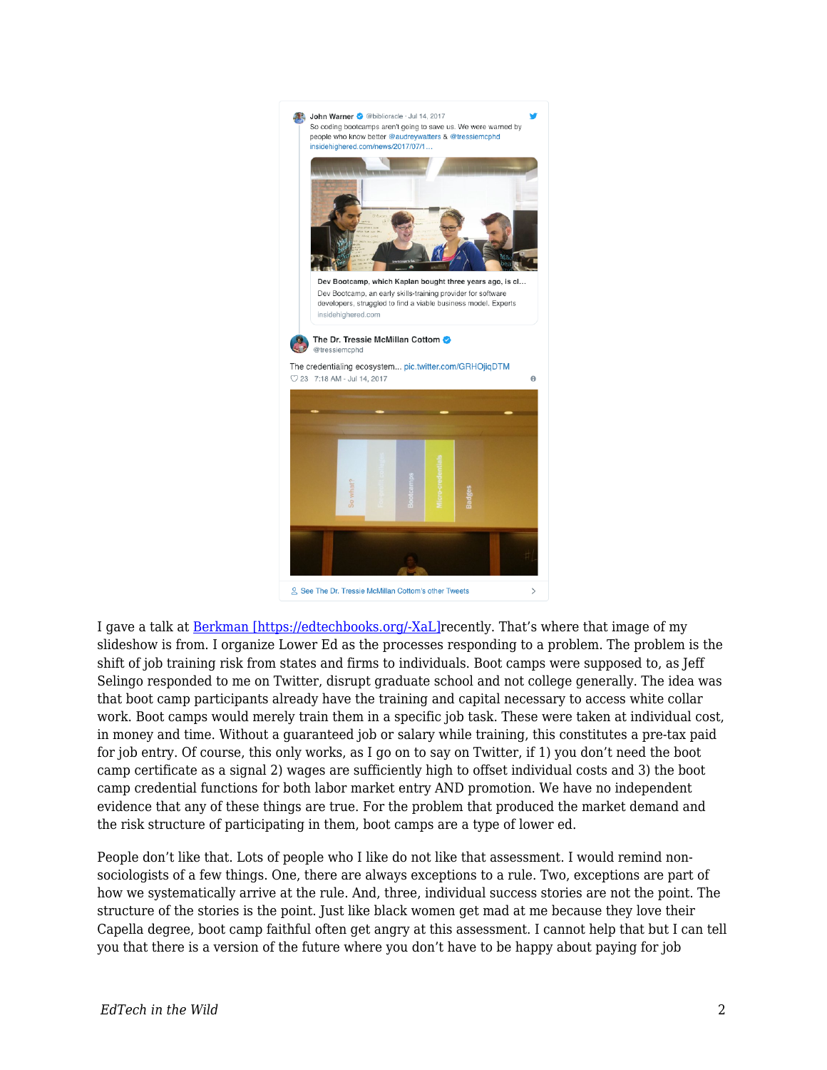John Warner @biblioracle · Jul 14, 2017

So coding bootcamps aren't going to save us. We were warned by people who know better @audreywatters & @tressiemcphd insidehighered.com/news/2017/07/1…

Dev Bootcamp, which Kaplan bought three years ago, is cl…

Dev Bootcamp, an early skills-training provider for software developers, struggled to find a viable business model. Experts

insidehighered.com

The Dr. Tressie McMillan Cottom @tressiemcphd

The credentialing ecosystem... pic.twitter.com/GRHOjiqDTM

23 7:18 AM - Jul 14, 2017

See The Dr. Tressie McMillan Cottom's other Tweets

I gave a talk at Berkman [https://edtechbooks.org/-XaL]recently. That's where that image of my slideshow is from. I organize Lower Ed as the processes responding to a problem. The problem is the shift of job training risk from states and firms to individuals. Boot camps were supposed to, as Jeff Selingo responded to me on Twitter, disrupt graduate school and not college generally. The idea was that boot camp participants already have the training and capital necessary to access white collar work. Boot camps would merely train them in a specific job task. These were taken at individual cost, in money and time. Without a guaranteed job or salary while training, this constitutes a pre-tax paid for job entry. Of course, this only works, as I go on to say on Twitter, if 1) you don't need the boot camp certificate as a signal 2) wages are sufficiently high to offset individual costs and 3) the boot camp credential functions for both labor market entry AND promotion. We have no independent evidence that any of these things are true. For the problem that produced the market demand and the risk structure of participating in them, boot camps are a type of lower ed.

People don't like that. Lots of people who I like do not like that assessment. I would remind non-sociologists of a few things. One, there are always exceptions to a rule. Two, exceptions are part of how we systematically arrive at the rule. And, three, individual success stories are not the point. The structure of the stories is the point. Just like black women get mad at me because they love their Capella degree, boot camp faithful often get angry at this assessment. I cannot help that but I can tell you that there is a version of the future where you don't have to be happy about paying for job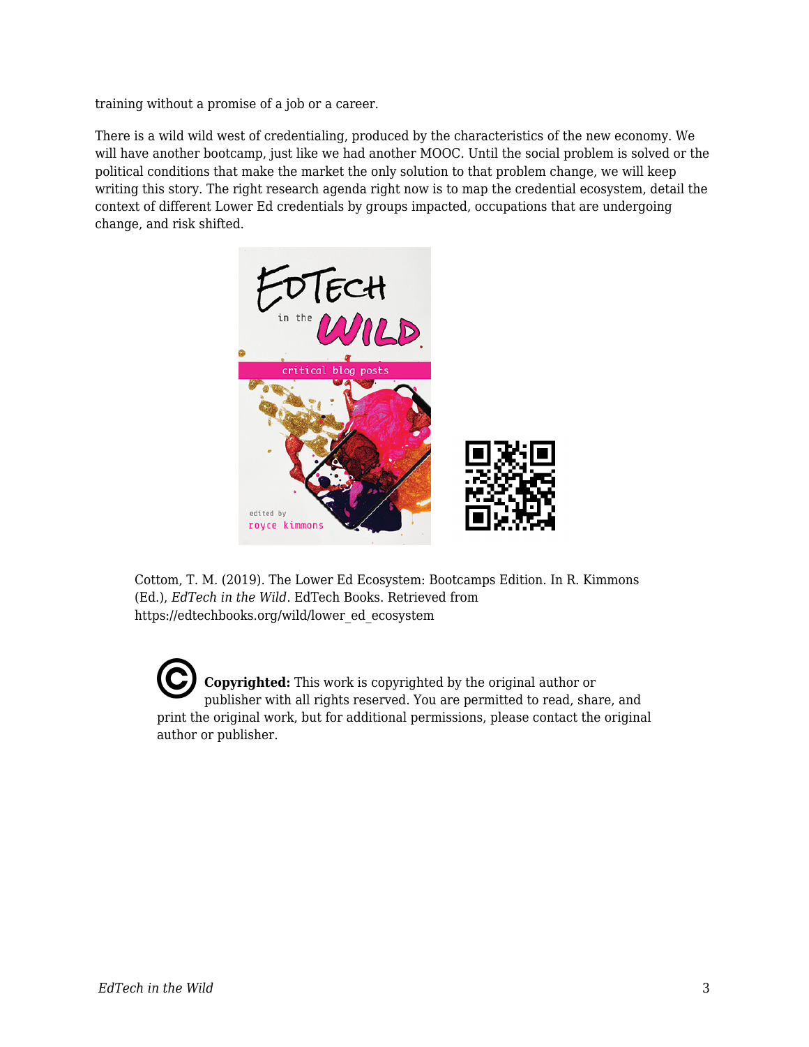training without a promise of a job or a career.

There is a wild wild west of credentialing, produced by the characteristics of the new economy. We will have another bootcamp, just like we had another MOOC. Until the social problem is solved or the political conditions that make the market the only solution to that problem change, we will keep writing this story. The right research agenda right now is to map the credential ecosystem, detail the context of different Lower Ed credentials by groups impacted, occupations that are undergoing change, and risk shifted.

Cottom, T. M. (2019). The Lower Ed Ecosystem: Bootcamps Edition. In R. Kimmons (Ed.), *EdTech in the Wild*. EdTech Books. Retrieved from https://edtechbooks.org/wild/lower_ed_ecosystem

**Copyrighted:** This work is copyrighted by the original author or publisher with all rights reserved. You are permitted to read, share, and print the original work, but for additional permissions, please contact the original author or publisher.